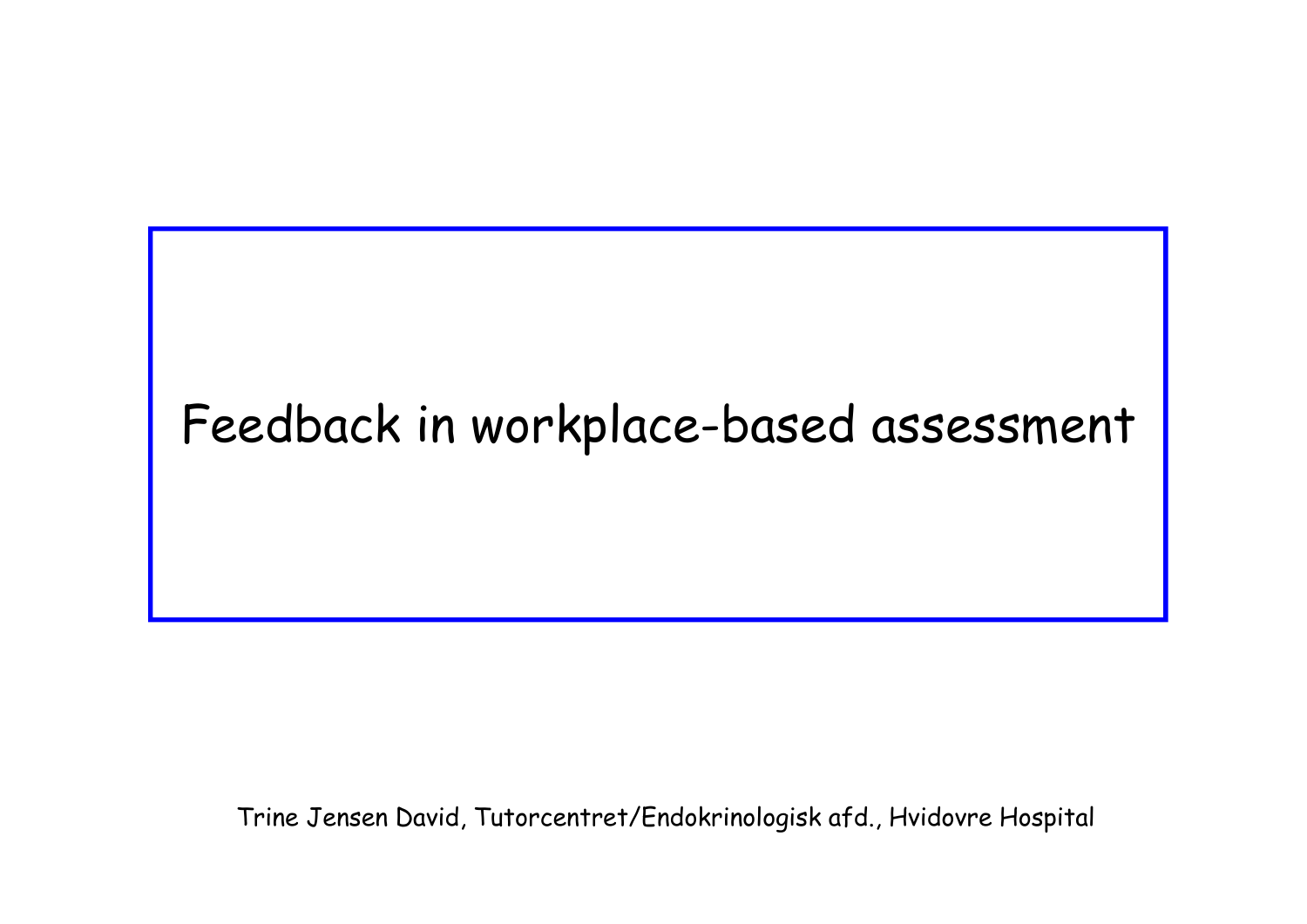# Feedback in workplace-based assessment

Trine Jensen David, Tutorcentret/Endokrinologisk afd., Hvidovre Hospital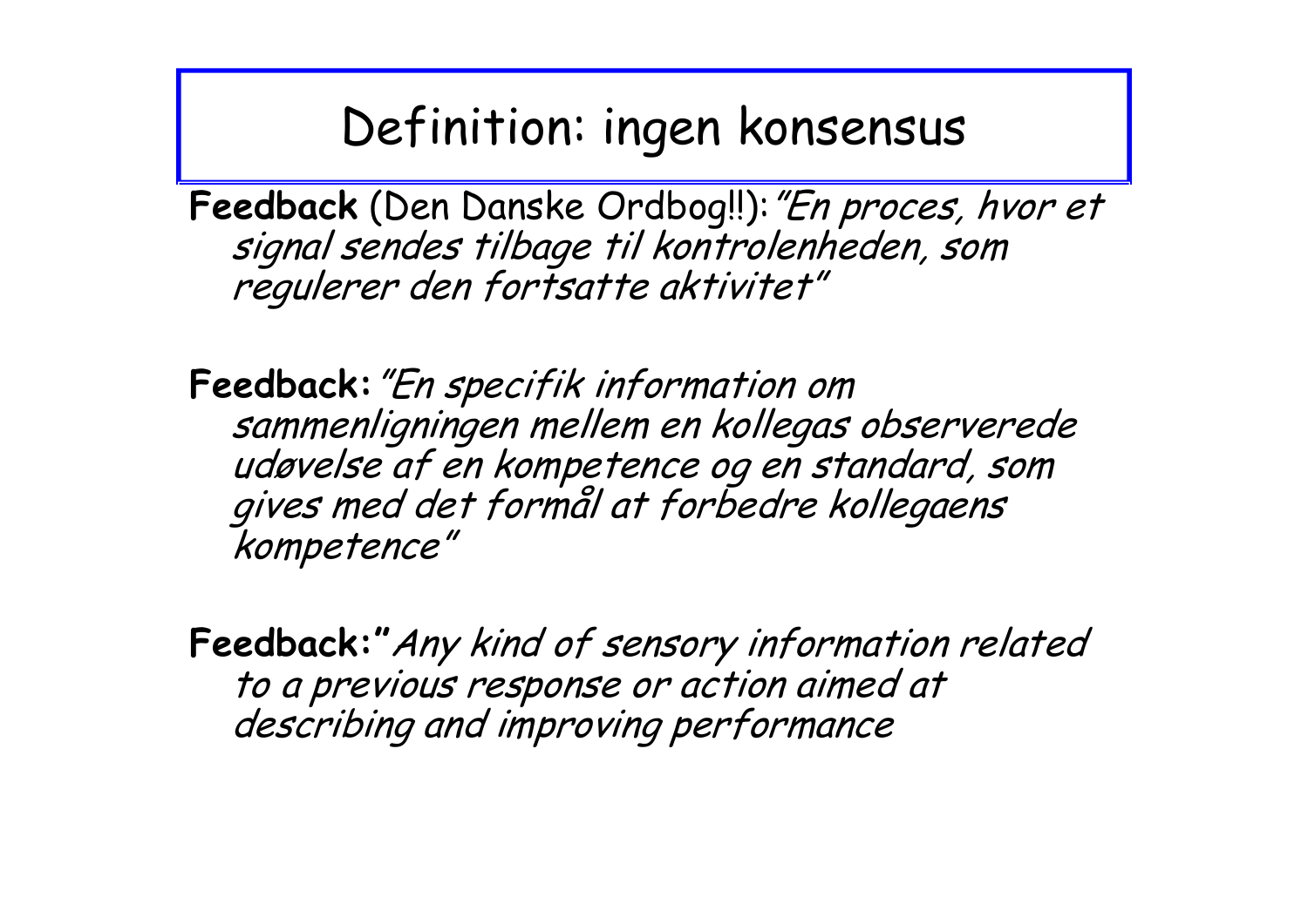# Definition: ingen konsensus

**Feedback** (Den Danske Ordbog!!): *"En proces, hvor et signal sendes tilbage til kontrolenheden, som regulerer den fortsatte aktivitet"*

**Feedback:** *"En specifik information om sammenligningen mellem en kollegas observerede udøvelse af en kompetence og en standard, som gives med det formål at forbedre kollegaens kompetence"*

**Feedback:"** *Any kind of sensory information related to a previous response or action aimed at describing and improving performance*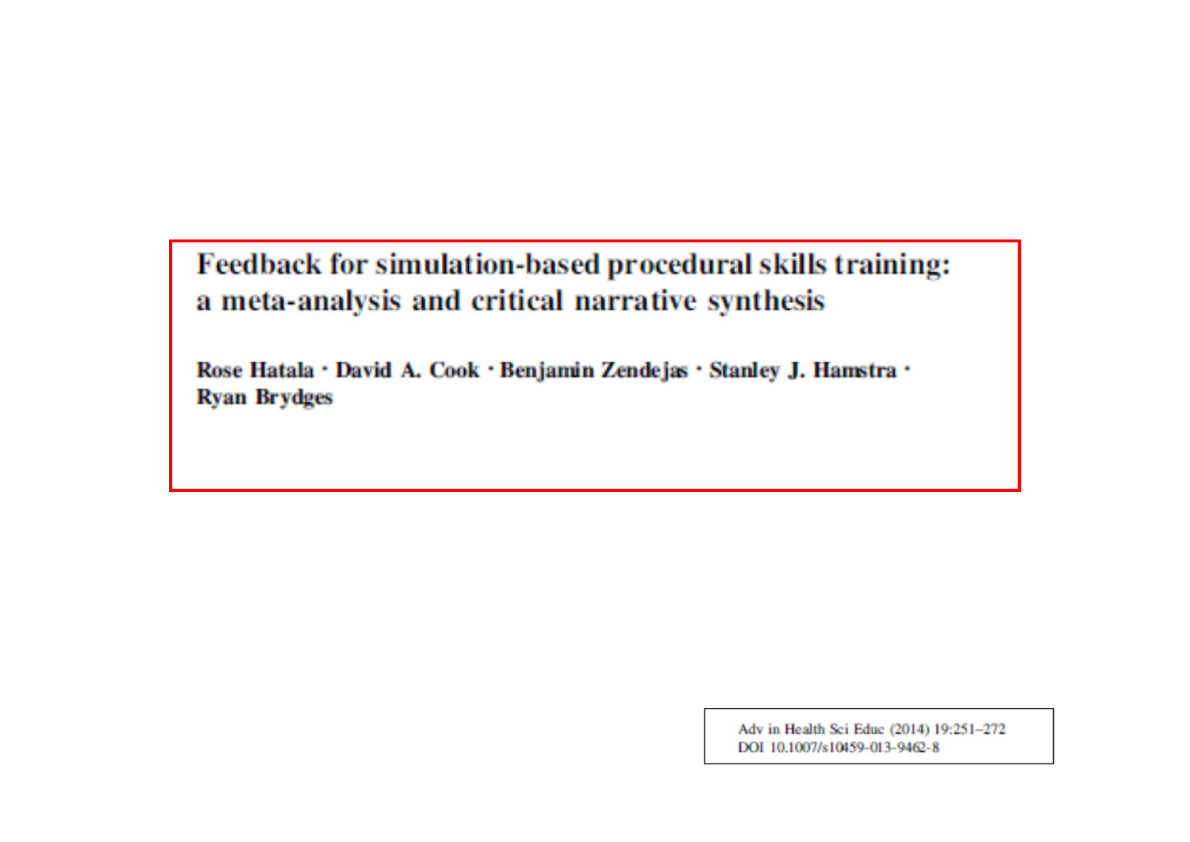# Feedback for simulation-based procedural skills training: a meta-analysis and critical narrative synthesis

**Rose Hatala · David A. Cook · Benjamin Zendejas · Stanley J. Hamstra · Ryan Brydges**

Adv in Health Sci Educ (2014) 19:251–272
DOI 10.1007/s10459-013-9462-8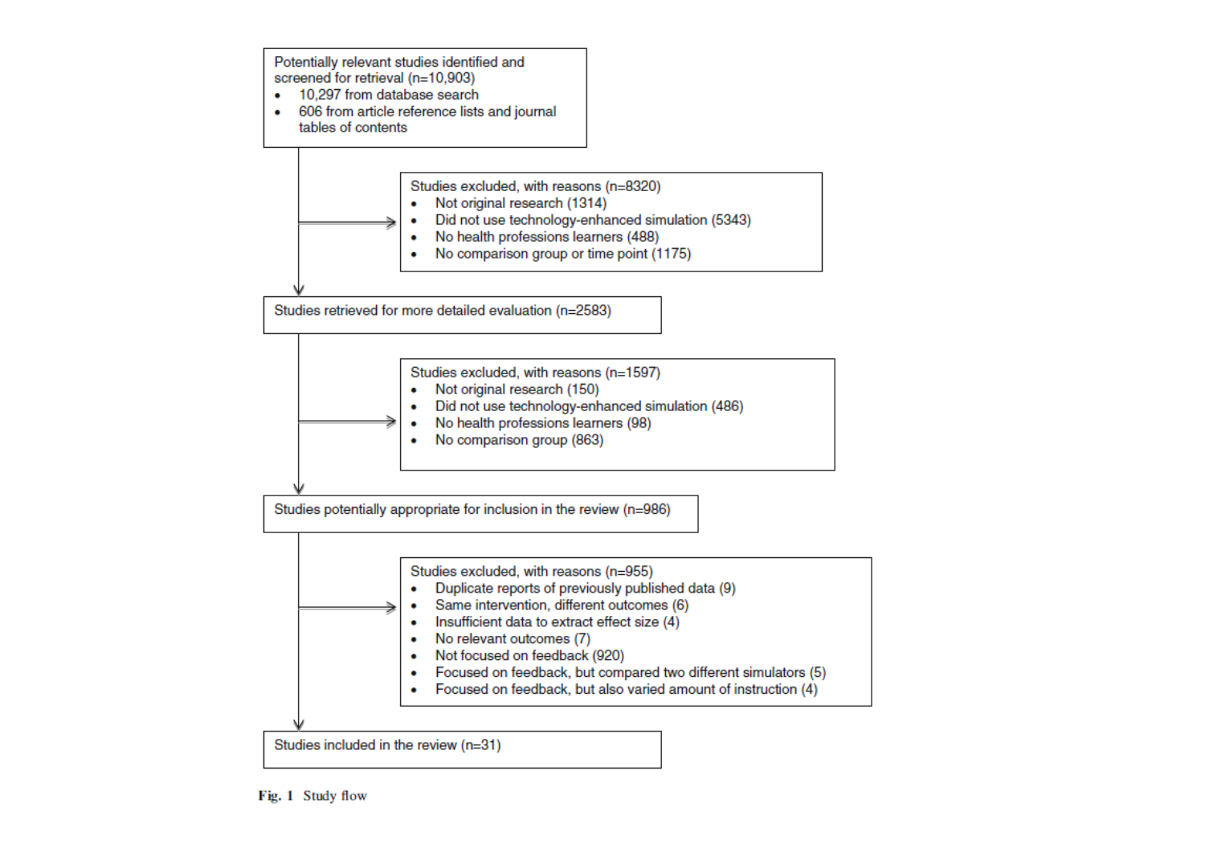Potentially relevant studies identified and screened for retrieval (n=10,903)

- 10,297 from database search
- 606 from article reference lists and journal tables of contents

Studies excluded, with reasons (n=8320)

- Not original research (1314)
- Did not use technology-enhanced simulation (5343)
- No health professions learners (488)
- No comparison group or time point (1175)

Studies retrieved for more detailed evaluation (n=2583)

Studies excluded, with reasons (n=1597)

- Not original research (150)
- Did not use technology-enhanced simulation (486)
- No health professions learners (98)
- No comparison group (863)

Studies potentially appropriate for inclusion in the review (n=986)

Studies excluded, with reasons (n=955)

- Duplicate reports of previously published data (9)
- Same intervention, different outcomes (6)
- Insufficient data to extract effect size (4)
- No relevant outcomes (7)
- Not focused on feedback (920)
- Focused on feedback, but compared two different simulators (5)
- Focused on feedback, but also varied amount of instruction (4)

Studies included in the review (n=31)

**Fig. 1** Study flow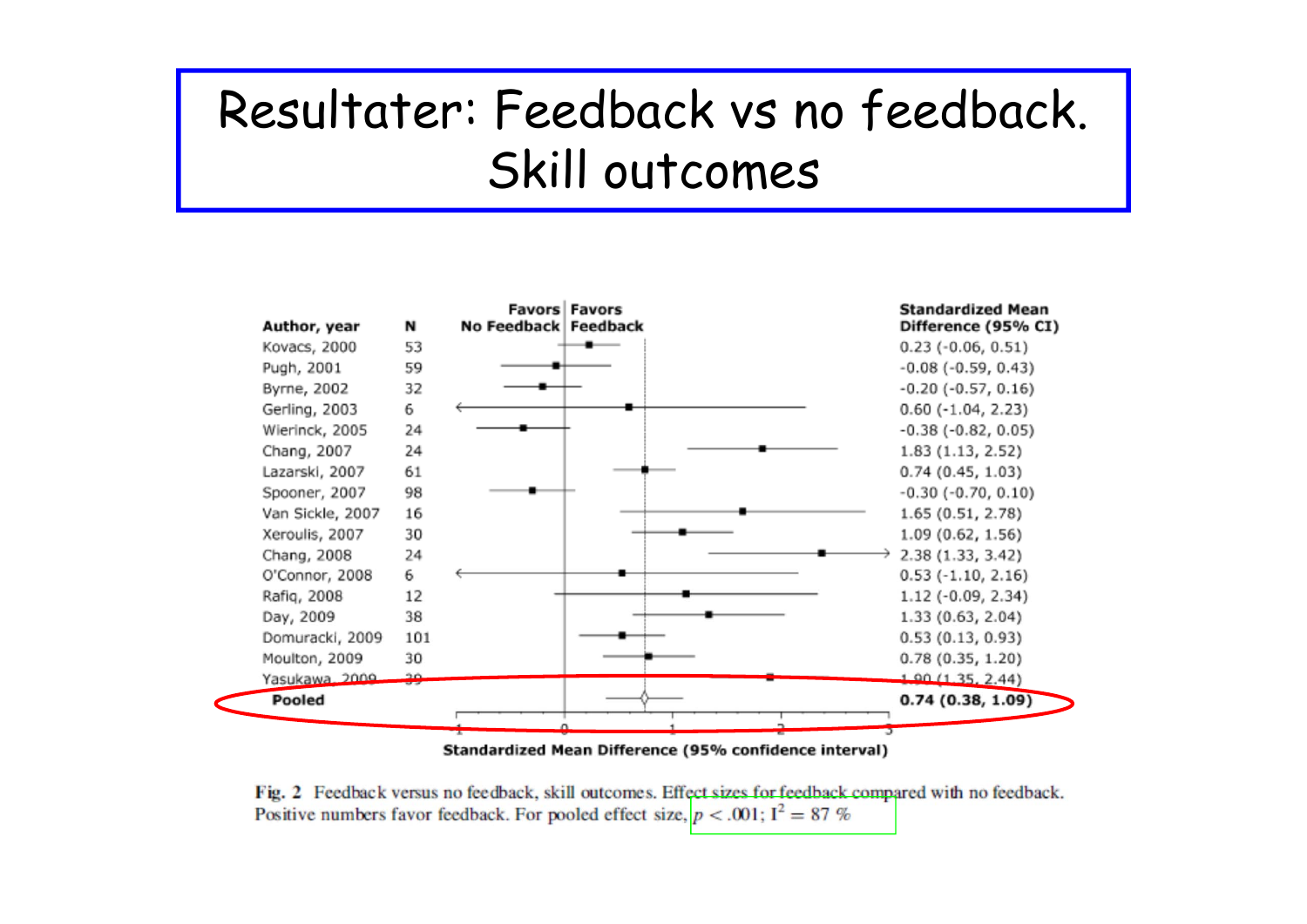# Resultater: Feedback vs no feedback. Skill outcomes

| Author, year | N | Standardized Mean Difference (95% CI) |
|---|---|---|
| Kovacs, 2000 | 53 | 0.23 (-0.06, 0.51) |
| Pugh, 2001 | 59 | -0.08 (-0.59, 0.43) |
| Byrne, 2002 | 32 | -0.20 (-0.57, 0.16) |
| Gerling, 2003 | 6 | 0.60 (-1.04, 2.23) |
| Wierinck, 2005 | 24 | -0.38 (-0.82, 0.05) |
| Chang, 2007 | 24 | 1.83 (1.13, 2.52) |
| Lazarski, 2007 | 61 | 0.74 (0.45, 1.03) |
| Spooner, 2007 | 98 | -0.30 (-0.70, 0.10) |
| Van Sickle, 2007 | 16 | 1.65 (0.51, 2.78) |
| Xeroulis, 2007 | 30 | 1.09 (0.62, 1.56) |
| Chang, 2008 | 24 | 2.38 (1.33, 3.42) |
| O'Connor, 2008 | 6 | 0.53 (-1.10, 2.16) |
| Rafiq, 2008 | 12 | 1.12 (-0.09, 2.34) |
| Day, 2009 | 38 | 1.33 (0.63, 2.04) |
| Domuracki, 2009 | 101 | 0.53 (0.13, 0.93) |
| Moulton, 2009 | 30 | 0.78 (0.35, 1.20) |
| Yasukawa, 2009 | 39 | 1.90 (1.35, 2.44) |
| **Pooled** | | **0.74 (0.38, 1.09)** |

Favors No Feedback | Favors Feedback

Standardized Mean Difference (95% confidence interval)

**Fig. 2** Feedback versus no feedback, skill outcomes. Effect sizes for feedback compared with no feedback. Positive numbers favor feedback. For pooled effect size, $p < .001$; $I^2 = 87$ %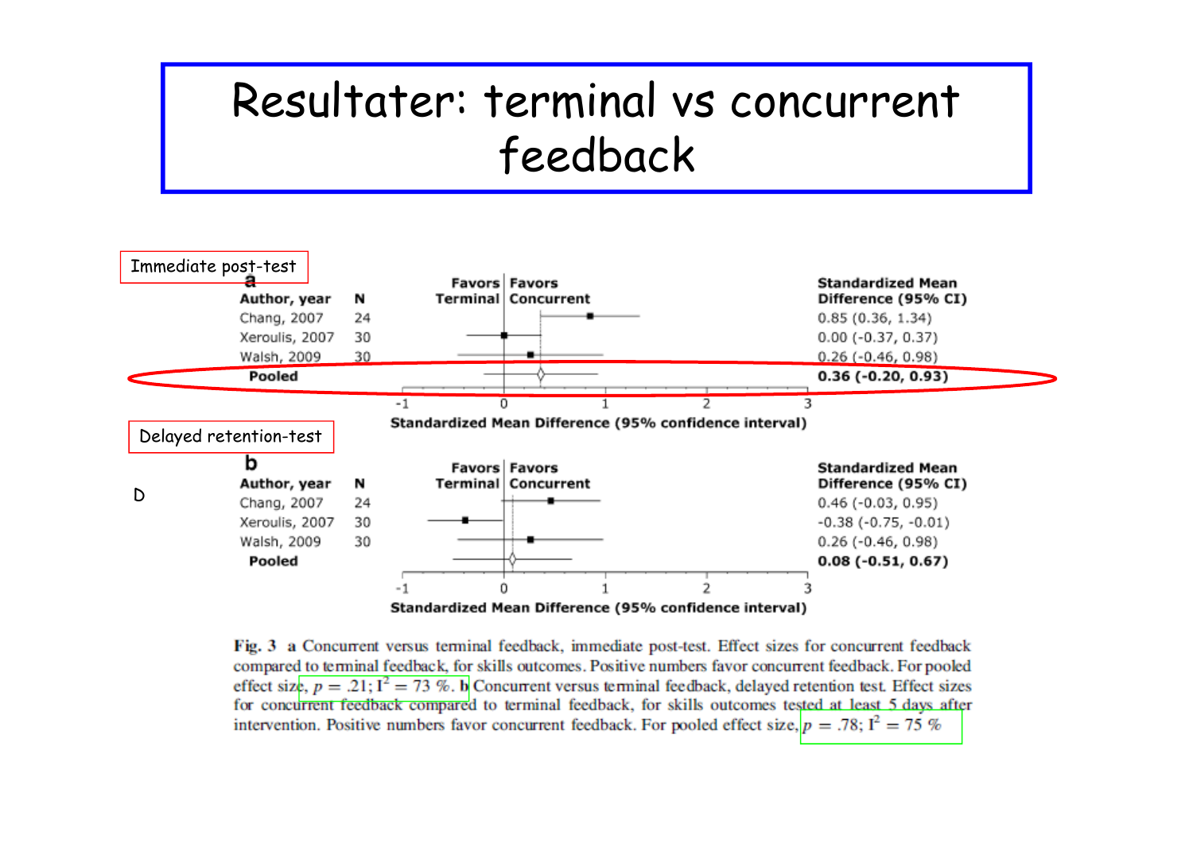# Resultater: terminal vs concurrent feedback

**Immediate post-test**

**a**

| Author, year | N | Standardized Mean Difference (95% CI) |
|---|---|---|
| Chang, 2007 | 24 | 0.85 (0.36, 1.34) |
| Xeroulis, 2007 | 30 | 0.00 (-0.37, 0.37) |
| Walsh, 2009 | 30 | 0.26 (-0.46, 0.98) |
| **Pooled** | | **0.36 (-0.20, 0.93)** |

Favors Terminal | Favors Concurrent

Standardized Mean Difference (95% confidence interval)

**Delayed retention-test**

**b**

| Author, year | N | Standardized Mean Difference (95% CI) |
|---|---|---|
| Chang, 2007 | 24 | 0.46 (-0.03, 0.95) |
| Xeroulis, 2007 | 30 | -0.38 (-0.75, -0.01) |
| Walsh, 2009 | 30 | 0.26 (-0.46, 0.98) |
| **Pooled** | | **0.08 (-0.51, 0.67)** |

Favors Terminal | Favors Concurrent

Standardized Mean Difference (95% confidence interval)

D

**Fig. 3** **a** Concurrent versus terminal feedback, immediate post-test. Effect sizes for concurrent feedback compared to terminal feedback, for skills outcomes. Positive numbers favor concurrent feedback. For pooled effect size, $p = .21$; $I^2 = 73\ \%$. **b** Concurrent versus terminal feedback, delayed retention test. Effect sizes for concurrent feedback compared to terminal feedback, for skills outcomes tested at least 5 days after intervention. Positive numbers favor concurrent feedback. For pooled effect size, $p = .78$; $I^2 = 75\ \%$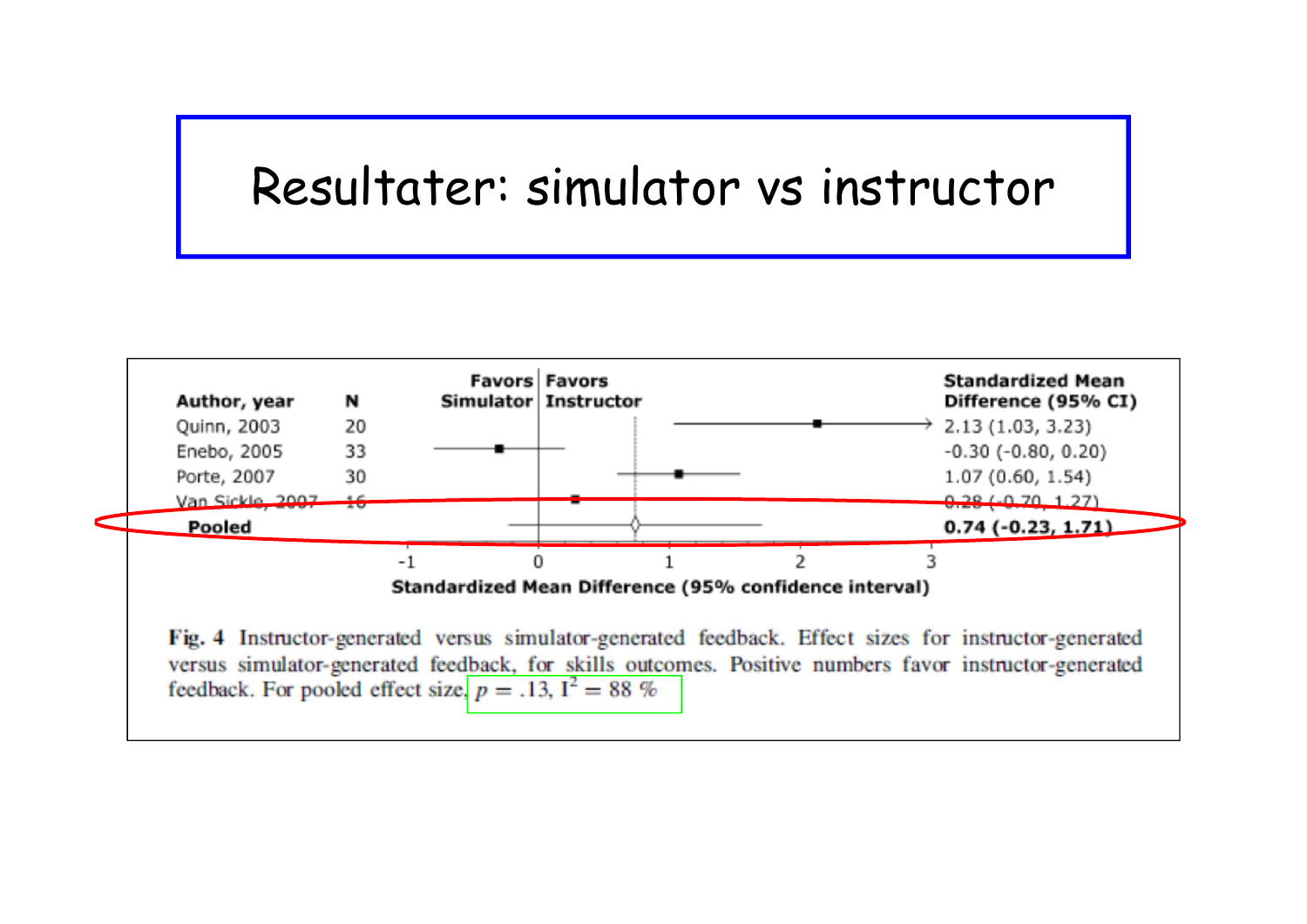# Resultater: simulator vs instructor

| Author, year | N | Standardized Mean Difference (95% CI) |
|---|---|---|
| Quinn, 2003 | 20 | 2.13 (1.03, 3.23) |
| Enebo, 2005 | 33 | -0.30 (-0.80, 0.20) |
| Porte, 2007 | 30 | 1.07 (0.60, 1.54) |
| Van Sickle, 2007 | 16 | 0.28 (-0.70, 1.27) |
| **Pooled** | | **0.74 (-0.23, 1.71)** |

Favors Simulator | Favors Instructor

Standardized Mean Difference (95% confidence interval)

**Fig. 4** Instructor-generated versus simulator-generated feedback. Effect sizes for instructor-generated versus simulator-generated feedback, for skills outcomes. Positive numbers favor instructor-generated feedback. For pooled effect size, $p = .13$, $I^2 = 88$ %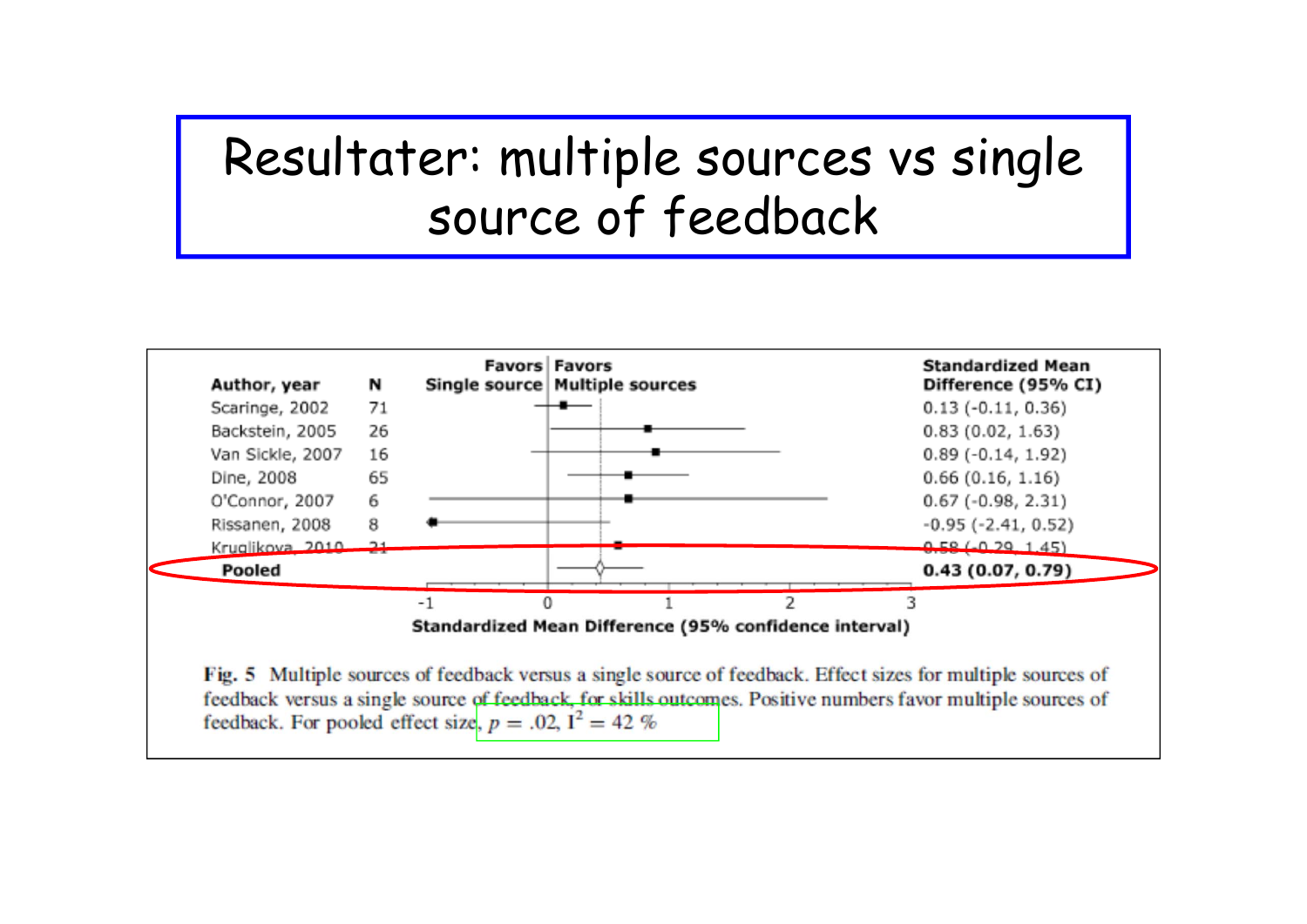# Resultater: multiple sources vs single source of feedback

| Author, year | N | Standardized Mean Difference (95% CI) |
| --- | --- | --- |
| Scaringe, 2002 | 71 | 0.13 (-0.11, 0.36) |
| Backstein, 2005 | 26 | 0.83 (0.02, 1.63) |
| Van Sickle, 2007 | 16 | 0.89 (-0.14, 1.92) |
| Dine, 2008 | 65 | 0.66 (0.16, 1.16) |
| O'Connor, 2007 | 6 | 0.67 (-0.98, 2.31) |
| Rissanen, 2008 | 8 | -0.95 (-2.41, 0.52) |
| Kruglikova, 2010 | 21 | 0.58 (-0.29, 1.45) |
| **Pooled** | | **0.43 (0.07, 0.79)** |

Favors Single source | Favors Multiple sources

Standardized Mean Difference (95% confidence interval)

**Fig. 5** Multiple sources of feedback versus a single source of feedback. Effect sizes for multiple sources of feedback versus a single source of feedback, for skills outcomes. Positive numbers favor multiple sources of feedback. For pooled effect size, $p = .02$, $I^2 = 42\ \%$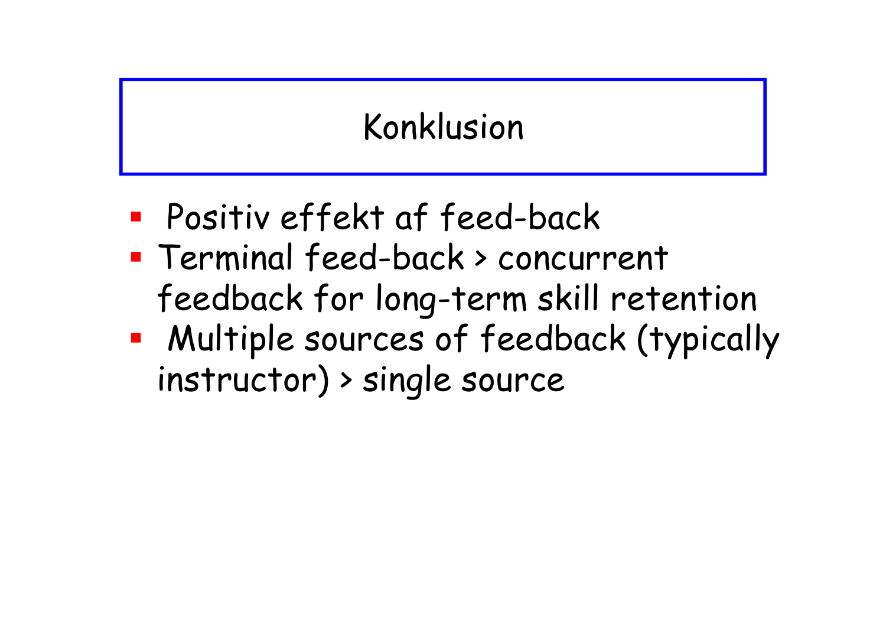# Konklusion

- Positiv effekt af feed-back
- Terminal feed-back > concurrent feedback for long-term skill retention
- Multiple sources of feedback (typically instructor) > single source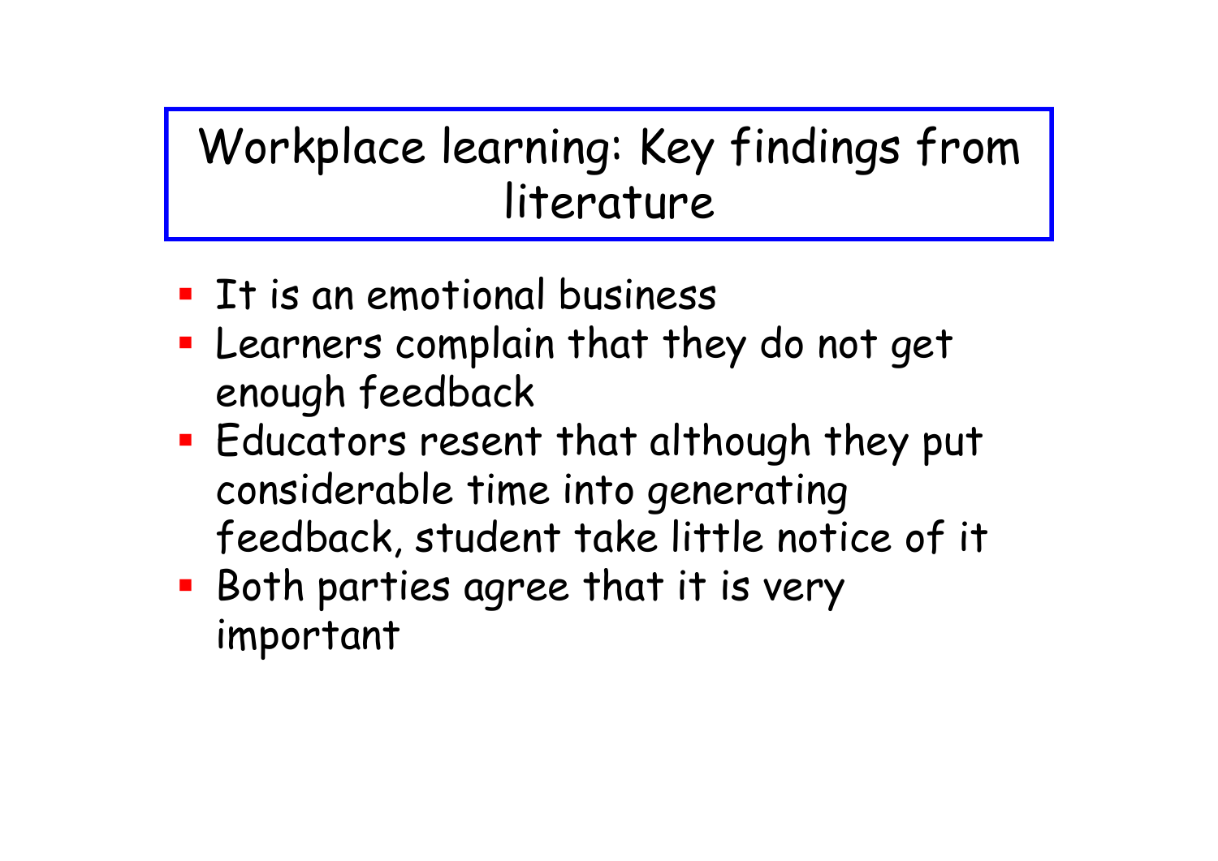# Workplace learning: Key findings from literature

- It is an emotional business
- Learners complain that they do not get enough feedback
- Educators resent that although they put considerable time into generating feedback, student take little notice of it
- Both parties agree that it is very important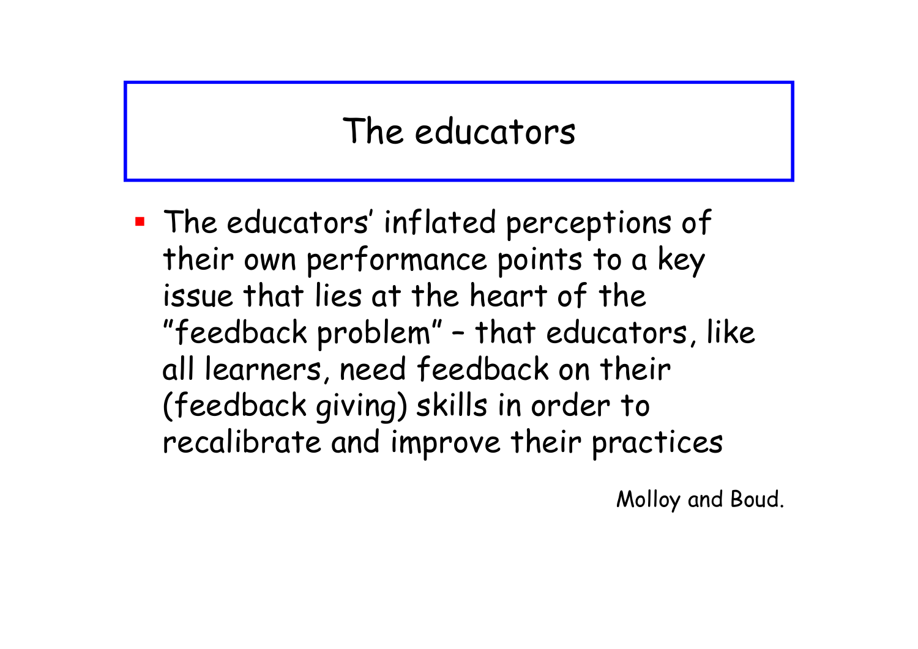# The educators

- The educators' inflated perceptions of their own performance points to a key issue that lies at the heart of the "feedback problem" – that educators, like all learners, need feedback on their (feedback giving) skills in order to recalibrate and improve their practices

Molloy and Boud.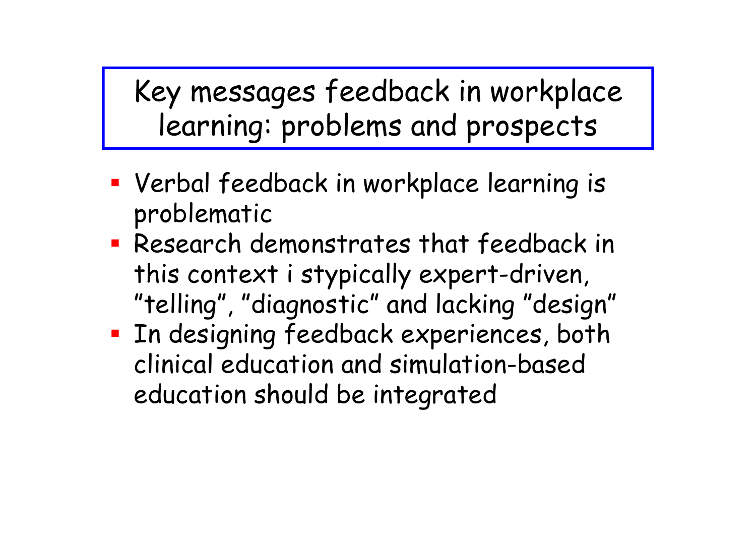# Key messages feedback in workplace learning: problems and prospects

- Verbal feedback in workplace learning is problematic
- Research demonstrates that feedback in this context i stypically expert-driven, "telling", "diagnostic" and lacking "design"
- In designing feedback experiences, both clinical education and simulation-based education should be integrated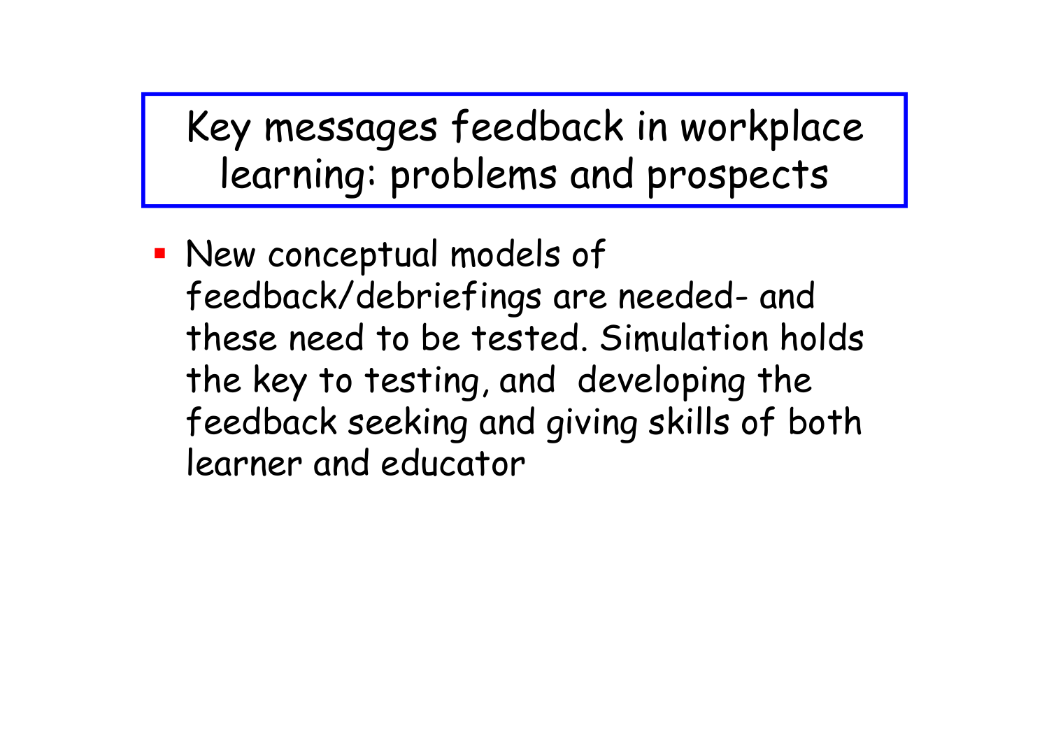# Key messages feedback in workplace learning: problems and prospects

- New conceptual models of feedback/debriefings are needed- and these need to be tested. Simulation holds the key to testing, and developing the feedback seeking and giving skills of both learner and educator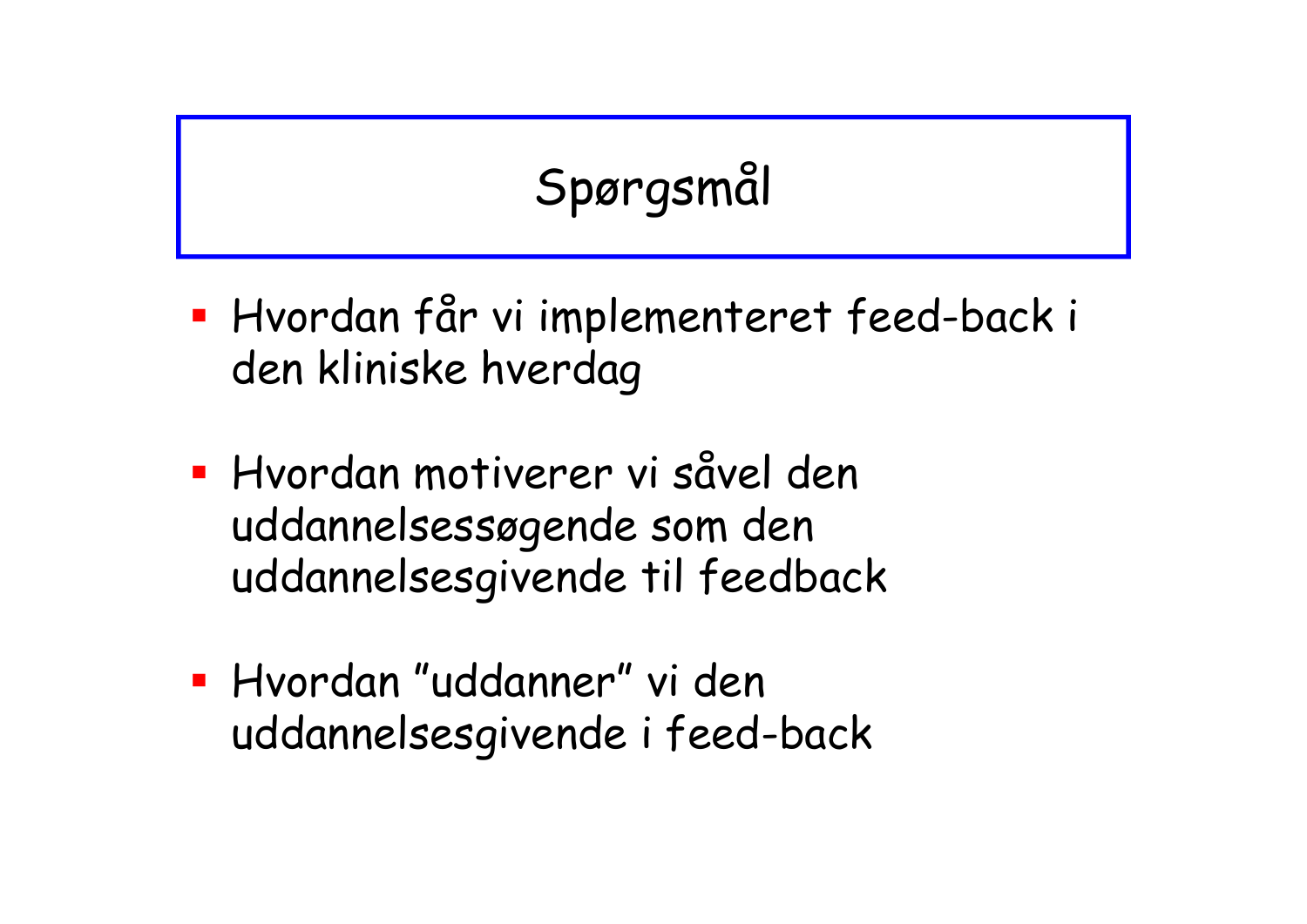# Spørgsmål

- Hvordan får vi implementeret feed-back i den kliniske hverdag
- Hvordan motiverer vi såvel den uddannelsessøgende som den uddannelsesgivende til feedback
- Hvordan "uddanner" vi den uddannelsesgivende i feed-back